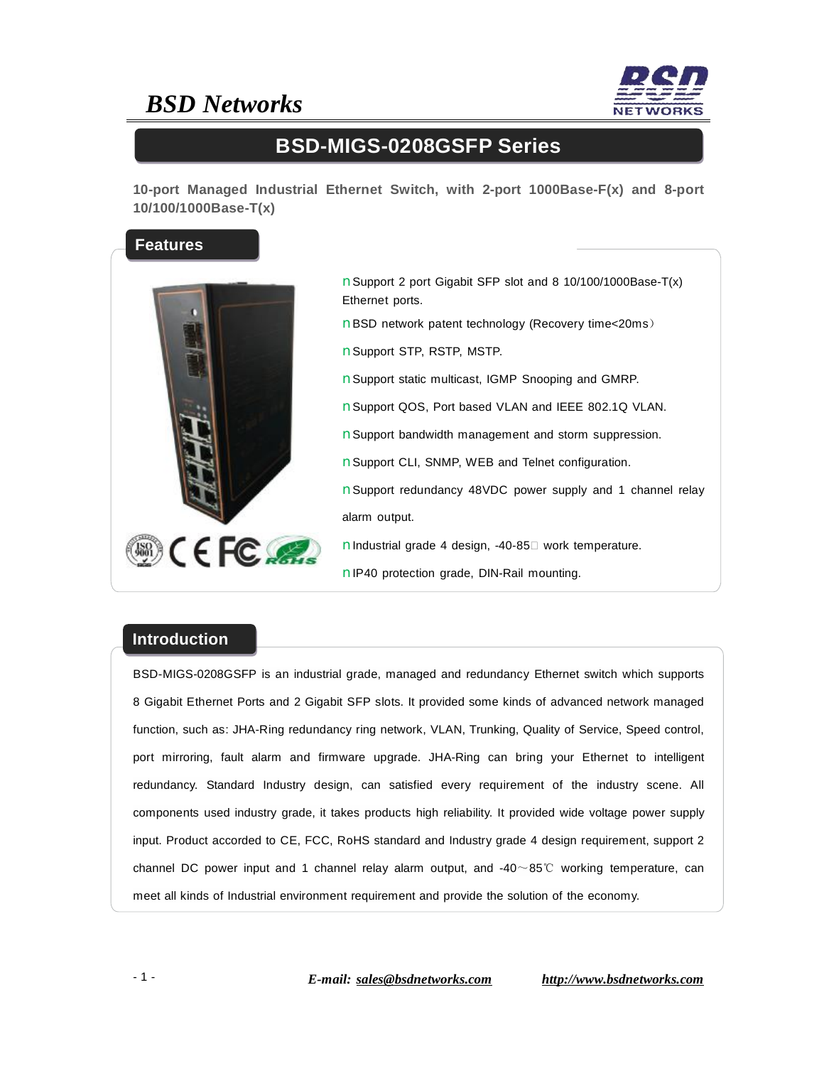*BSD Networks*

# BSD-MIGS-0208GSFP Series

**10-port Managed Industrial Ethernet Switch, with 2-port 1000Base-F(x) and 8-port 10/100/1000Base-T(x)**

## Features

- Support 2 port Gigabit SFP slot and 8 10/100/1000Base-T(x) Ethernet ports.
- BSD network patent technology (Recovery time<20ms)
- Support STP, RSTP, MSTP.
- Support static multicast, IGMP Snooping and GMRP.
- Support QOS, Port based VLAN and IEEE 802.1Q VLAN.
- Support bandwidth management and storm suppression.
- Support CLI, SNMP, WEB and Telnet configuration.
- Support redundancy 48VDC power supply and 1 channel relay alarm output.
- Industrial grade 4 design, -40-85℃ work temperature.
- IP40 protection grade, DIN-Rail mounting.

## Introduction

BSD-MIGS-0208GSFP is an industrial grade, managed and redundancy Ethernet switch which supports 8 Gigabit Ethernet Ports and 2 Gigabit SFP slots. It provided some kinds of advanced network managed function, such as: JHA-Ring redundancy ring network, VLAN, Trunking, Quality of Service, Speed control, port mirroring, fault alarm and firmware upgrade. JHA-Ring can bring your Ethernet to intelligent redundancy. Standard Industry design, can satisfied every requirement of the industry scene. All components used industry grade, it takes products high reliability. It provided wide voltage power supply input. Product accorded to CE, FCC, RoHS standard and Industry grade 4 design requirement, support 2 channel DC power input and 1 channel relay alarm output, and -40～85℃ working temperature, can meet all kinds of Industrial environment requirement and provide the solution of the economy.

*E-mail: sales@bsdnetworks.com* *http://www.bsdnetworks.com*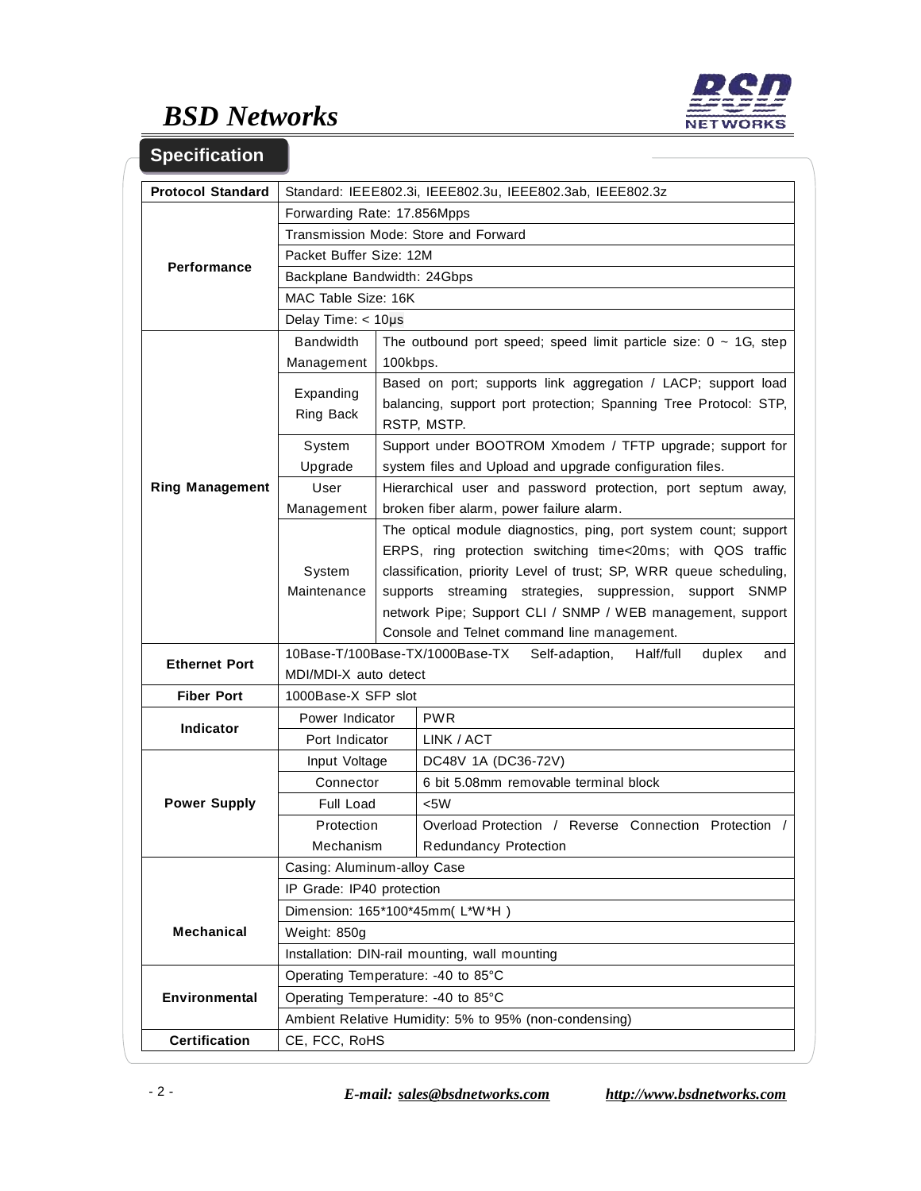## Specification

| | | |
|---|---|---|
| **Protocol Standard** | Standard: IEEE802.3i, IEEE802.3u, IEEE802.3ab, IEEE802.3z | |
| **Performance** | Forwarding Rate: 17.856Mpps | |
| | Transmission Mode: Store and Forward | |
| | Packet Buffer Size: 12M | |
| | Backplane Bandwidth: 24Gbps | |
| | MAC Table Size: 16K | |
| | Delay Time: < 10μs | |
| **Ring Management** | Bandwidth Management | The outbound port speed; speed limit particle size: 0 ~ 1G, step 100kbps. |
| | Expanding Ring Back | Based on port; supports link aggregation / LACP; support load balancing, support port protection; Spanning Tree Protocol: STP, RSTP, MSTP. |
| | System Upgrade | Support under BOOTROM Xmodem / TFTP upgrade; support for system files and Upload and upgrade configuration files. |
| | User Management | Hierarchical user and password protection, port septum away, broken fiber alarm, power failure alarm. |
| | System Maintenance | The optical module diagnostics, ping, port system count; support ERPS, ring protection switching time<20ms; with QOS traffic classification, priority Level of trust; SP, WRR queue scheduling, supports streaming strategies, suppression, support SNMP network Pipe; Support CLI / SNMP / WEB management, support Console and Telnet command line management. |
| **Ethernet Port** | 10Base-T/100Base-TX/1000Base-TX Self-adaption, Half/full duplex and MDI/MDI-X auto detect | |
| **Fiber Port** | 1000Base-X SFP slot | |
| **Indicator** | Power Indicator | PWR |
| | Port Indicator | LINK / ACT |
| **Power Supply** | Input Voltage | DC48V 1A (DC36-72V) |
| | Connector | 6 bit 5.08mm removable terminal block |
| | Full Load | <5W |
| | Protection Mechanism | Overload Protection / Reverse Connection Protection / Redundancy Protection |
| **Mechanical** | Casing: Aluminum-alloy Case | |
| | IP Grade: IP40 protection | |
| | Dimension: 165*100*45mm( L*W*H ) | |
| | Weight: 850g | |
| | Installation: DIN-rail mounting, wall mounting | |
| **Environmental** | Operating Temperature: -40 to 85°C | |
| | Operating Temperature: -40 to 85°C | |
| | Ambient Relative Humidity: 5% to 95% (non-condensing) | |
| **Certification** | CE, FCC, RoHS | |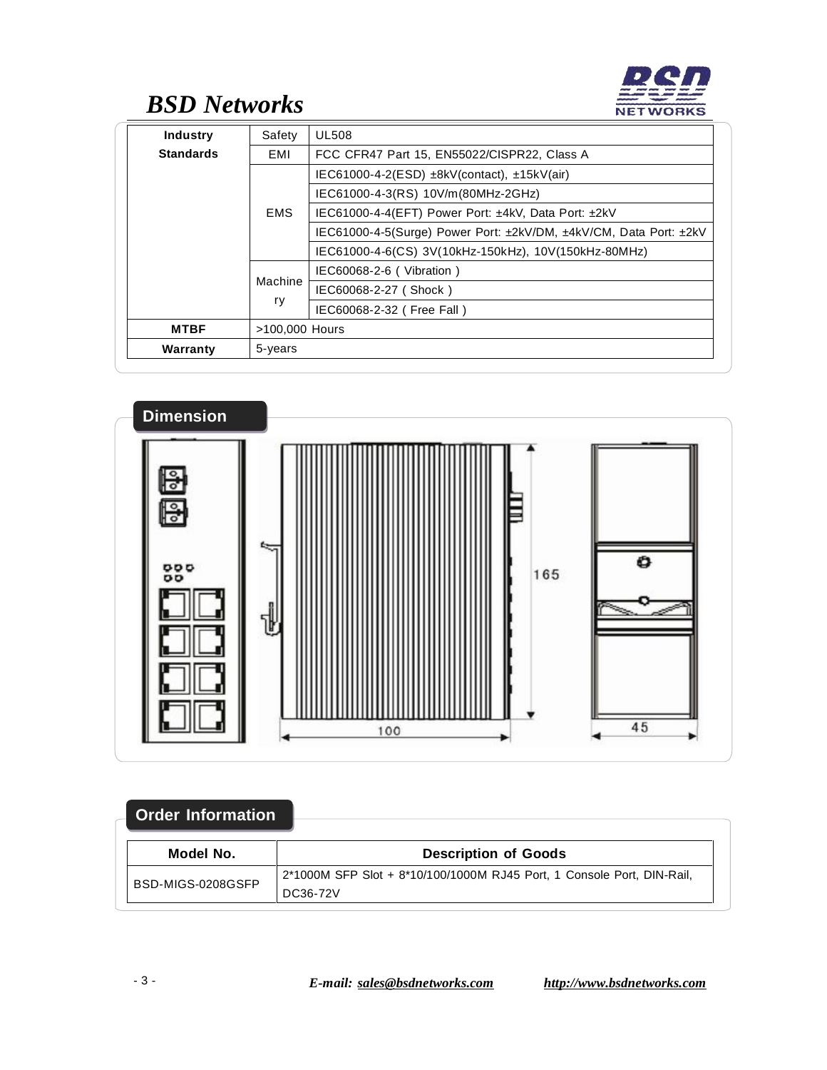| | | |
|---|---|---|
| **Industry Standards** | Safety | UL508 |
| | EMI | FCC CFR47 Part 15, EN55022/CISPR22, Class A |
| | EMS | IEC61000-4-2(ESD) ±8kV(contact), ±15kV(air) |
| | | IEC61000-4-3(RS) 10V/m(80MHz-2GHz) |
| | | IEC61000-4-4(EFT) Power Port: ±4kV, Data Port: ±2kV |
| | | IEC61000-4-5(Surge) Power Port: ±2kV/DM, ±4kV/CM, Data Port: ±2kV |
| | | IEC61000-4-6(CS) 3V(10kHz-150kHz), 10V(150kHz-80MHz) |
| | Machinery | IEC60068-2-6 ( Vibration ) |
| | | IEC60068-2-27 ( Shock ) |
| | | IEC60068-2-32 ( Free Fall ) |
| **MTBF** | >100,000 Hours | |
| **Warranty** | 5-years | |

## Dimension

165

100

45

## Order Information

| **Model No.** | **Description of Goods** |
|---|---|
| BSD-MIGS-0208GSFP | 2*1000M SFP Slot + 8*10/100/1000M RJ45 Port, 1 Console Port, DIN-Rail, DC36-72V |